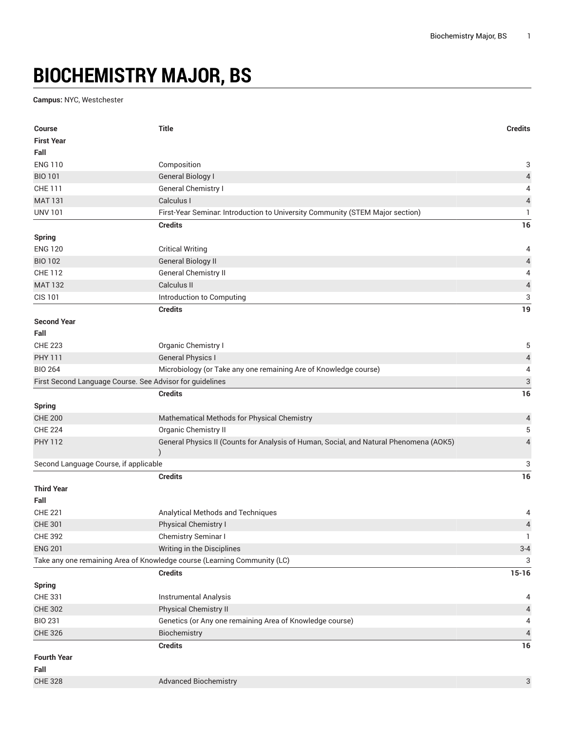# BIOCHEMISTRY MAJOR, BS

**Campus:** NYC, Westchester

| Course | Title | Credits |
| --- | --- | --- |
| **First Year** | | |
| **Fall** | | |
| ENG 110 | Composition | 3 |
| BIO 101 | General Biology I | 4 |
| CHE 111 | General Chemistry I | 4 |
| MAT 131 | Calculus I | 4 |
| UNV 101 | First-Year Seminar: Introduction to University Community (STEM Major section) | 1 |
| | **Credits** | **16** |
| **Spring** | | |
| ENG 120 | Critical Writing | 4 |
| BIO 102 | General Biology II | 4 |
| CHE 112 | General Chemistry II | 4 |
| MAT 132 | Calculus II | 4 |
| CIS 101 | Introduction to Computing | 3 |
| | **Credits** | **19** |
| **Second Year** | | |
| **Fall** | | |
| CHE 223 | Organic Chemistry I | 5 |
| PHY 111 | General Physics I | 4 |
| BIO 264 | Microbiology (or Take any one remaining Are of Knowledge course) | 4 |
| First Second Language Course. See Advisor for guidelines | | 3 |
| | **Credits** | **16** |
| **Spring** | | |
| CHE 200 | Mathematical Methods for Physical Chemistry | 4 |
| CHE 224 | Organic Chemistry II | 5 |
| PHY 112 | General Physics II (Counts for Analysis of Human, Social, and Natural Phenomena (AOK5) ) | 4 |
| Second Language Course, if applicable | | 3 |
| | **Credits** | **16** |
| **Third Year** | | |
| **Fall** | | |
| CHE 221 | Analytical Methods and Techniques | 4 |
| CHE 301 | Physical Chemistry I | 4 |
| CHE 392 | Chemistry Seminar I | 1 |
| ENG 201 | Writing in the Disciplines | 3-4 |
| Take any one remaining Area of Knowledge course (Learning Community (LC) | | 3 |
| | **Credits** | **15-16** |
| **Spring** | | |
| CHE 331 | Instrumental Analysis | 4 |
| CHE 302 | Physical Chemistry II | 4 |
| BIO 231 | Genetics (or Any one remaining Area of Knowledge course) | 4 |
| CHE 326 | Biochemistry | 4 |
| | **Credits** | **16** |
| **Fourth Year** | | |
| **Fall** | | |
| CHE 328 | Advanced Biochemistry | 3 |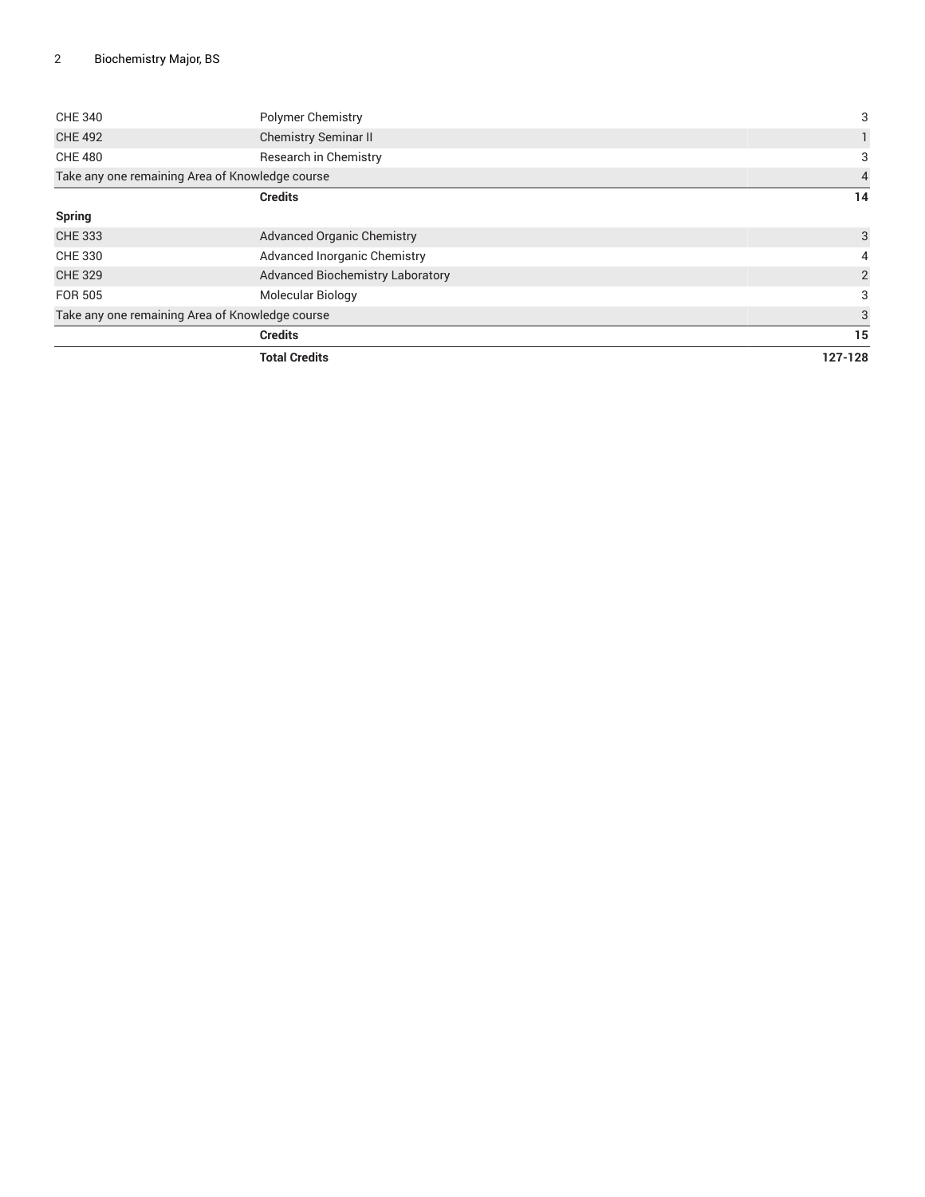| | | |
|---|---|---|
| CHE 340 | Polymer Chemistry | 3 |
| CHE 492 | Chemistry Seminar II | 1 |
| CHE 480 | Research in Chemistry | 3 |
| Take any one remaining Area of Knowledge course | | 4 |
| | **Credits** | **14** |
| **Spring** | | |
| CHE 333 | Advanced Organic Chemistry | 3 |
| CHE 330 | Advanced Inorganic Chemistry | 4 |
| CHE 329 | Advanced Biochemistry Laboratory | 2 |
| FOR 505 | Molecular Biology | 3 |
| Take any one remaining Area of Knowledge course | | 3 |
| | **Credits** | **15** |
| | **Total Credits** | **127-128** |